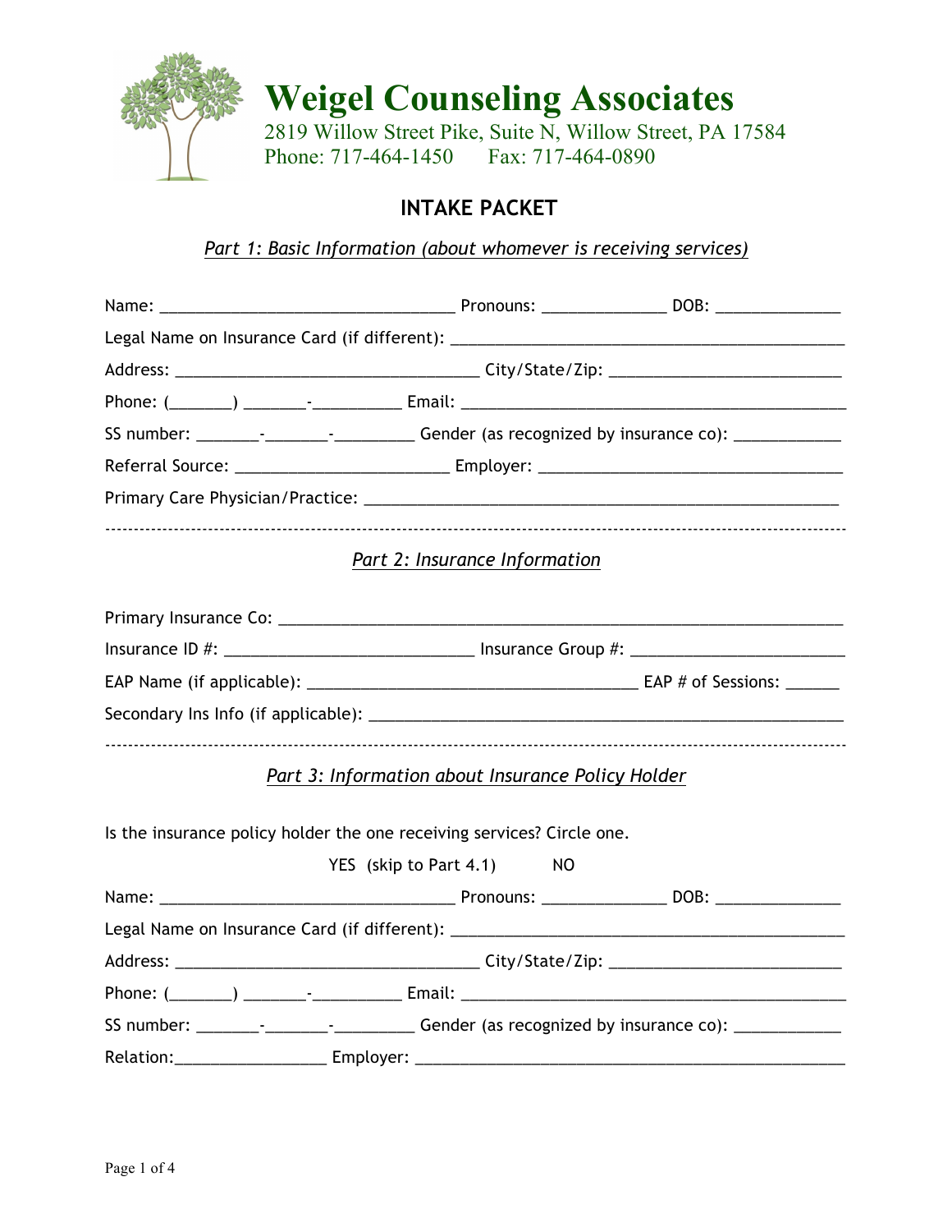# Weigel Counseling Associates

2819 Willow Street Pike, Suite N, Willow Street, PA 17584
Phone: 717-464-1450 Fax: 717-464-0890

## INTAKE PACKET

*Part 1: Basic Information (about whomever is receiving services)*

Name: ________________________________ Pronouns: _____________ DOB: _____________

Legal Name on Insurance Card (if different): ___________________________________________

Address: _________________________________ City/State/Zip: _________________________

Phone: (_______) _______-__________ Email: __________________________________________

SS number: _______-_______-_________ Gender (as recognized by insurance co): ___________

Referral Source: _______________________ Employer: _________________________________

Primary Care Physician/Practice: ____________________________________________________

---

*Part 2: Insurance Information*

Primary Insurance Co: _____________________________________________________________

Insurance ID #: ___________________________ Insurance Group #: _______________________

EAP Name (if applicable): ____________________________________ EAP # of Sessions: ______

Secondary Ins Info (if applicable): ____________________________________________________

---

*Part 3: Information about Insurance Policy Holder*

Is the insurance policy holder the one receiving services? Circle one.

YES (skip to Part 4.1) NO

Name: ________________________________ Pronouns: _____________ DOB: _____________

Legal Name on Insurance Card (if different): ___________________________________________

Address: _________________________________ City/State/Zip: _________________________

Phone: (_______) _______-__________ Email: __________________________________________

SS number: _______-_______-_________ Gender (as recognized by insurance co): ___________

Relation:________________ Employer: _______________________________________________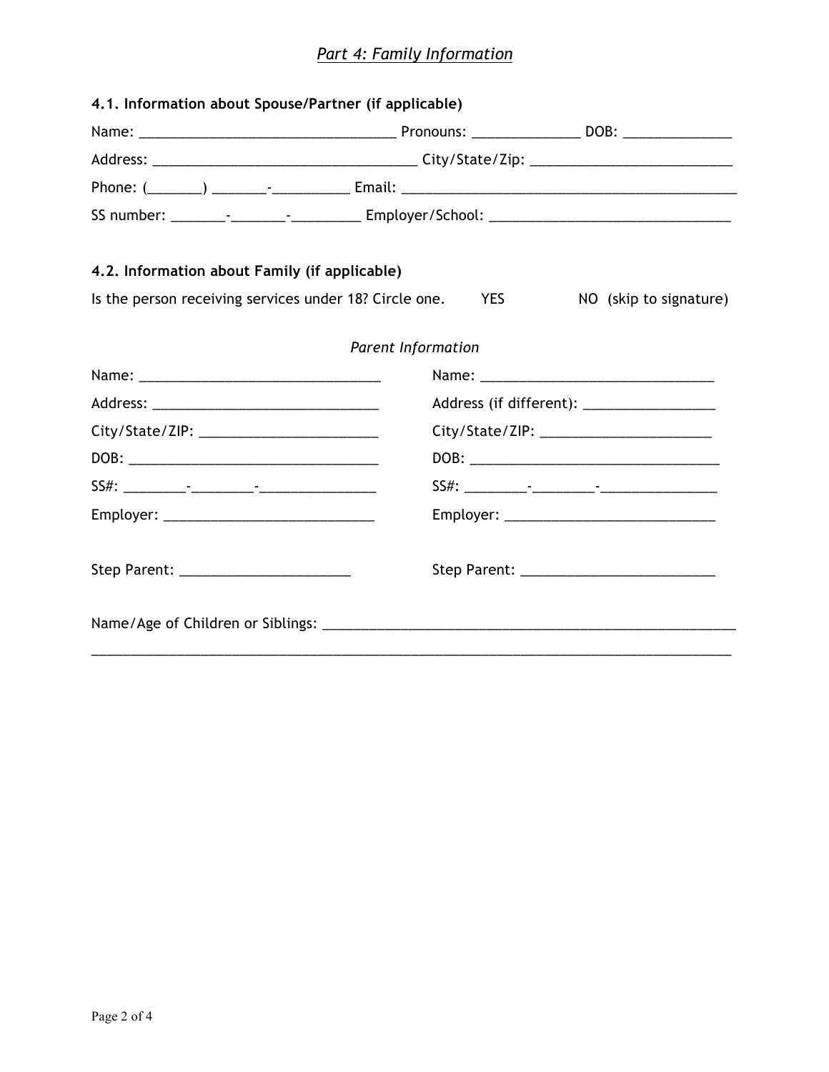## *Part 4: Family Information*

**4.1. Information about Spouse/Partner (if applicable)**

Name: ________________________________ Pronouns: _____________ DOB: _____________

Address: ________________________________ City/State/Zip: _________________________

Phone: (_______) _______-__________ Email: ___________________________________________

SS number: _______-_______-_________ Employer/School: ______________________________

**4.2. Information about Family (if applicable)**

Is the person receiving services under 18? Circle one. YES NO (skip to signature)

*Parent Information*

Name: ______________________________

Address: ____________________________

City/State/ZIP: ______________________

DOB: _______________________________

SS#: ________-________-______________

Employer: ___________________________

Step Parent: ______________________

Name: _____________________________

Address (if different): ________________

City/State/ZIP: _____________________

DOB: ________________________________

SS#: ________-________-______________

Employer: ___________________________

Step Parent: _________________________

Name/Age of Children or Siblings: _____________________________________________________

_____________________________________________________________________________________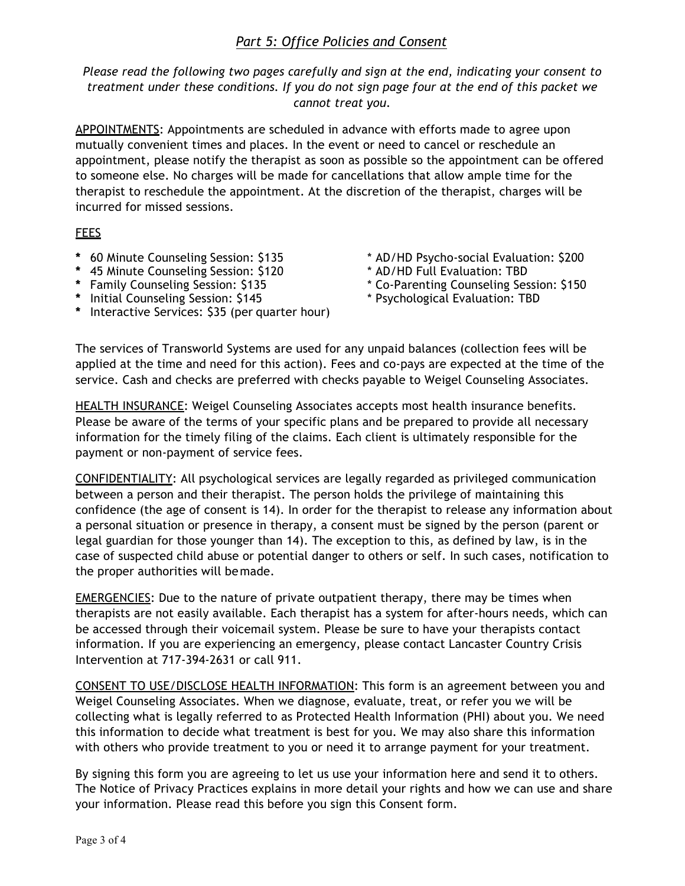## *Part 5: Office Policies and Consent*

*Please read the following two pages carefully and sign at the end, indicating your consent to treatment under these conditions. If you do not sign page four at the end of this packet we cannot treat you.*

APPOINTMENTS: Appointments are scheduled in advance with efforts made to agree upon mutually convenient times and places. In the event or need to cancel or reschedule an appointment, please notify the therapist as soon as possible so the appointment can be offered to someone else. No charges will be made for cancellations that allow ample time for the therapist to reschedule the appointment. At the discretion of the therapist, charges will be incurred for missed sessions.

FEES

* 60 Minute Counseling Session: $135
* 45 Minute Counseling Session: $120
* Family Counseling Session: $135
* Initial Counseling Session: $145
* Interactive Services: $35 (per quarter hour)
* AD/HD Psycho-social Evaluation: $200
* AD/HD Full Evaluation: TBD
* Co-Parenting Counseling Session: $150
* Psychological Evaluation: TBD

The services of Transworld Systems are used for any unpaid balances (collection fees will be applied at the time and need for this action). Fees and co-pays are expected at the time of the service. Cash and checks are preferred with checks payable to Weigel Counseling Associates.

HEALTH INSURANCE: Weigel Counseling Associates accepts most health insurance benefits. Please be aware of the terms of your specific plans and be prepared to provide all necessary information for the timely filing of the claims. Each client is ultimately responsible for the payment or non-payment of service fees.

CONFIDENTIALITY: All psychological services are legally regarded as privileged communication between a person and their therapist. The person holds the privilege of maintaining this confidence (the age of consent is 14). In order for the therapist to release any information about a personal situation or presence in therapy, a consent must be signed by the person (parent or legal guardian for those younger than 14). The exception to this, as defined by law, is in the case of suspected child abuse or potential danger to others or self. In such cases, notification to the proper authorities will be made.

EMERGENCIES: Due to the nature of private outpatient therapy, there may be times when therapists are not easily available. Each therapist has a system for after-hours needs, which can be accessed through their voicemail system. Please be sure to have your therapists contact information. If you are experiencing an emergency, please contact Lancaster Country Crisis Intervention at 717-394-2631 or call 911.

CONSENT TO USE/DISCLOSE HEALTH INFORMATION: This form is an agreement between you and Weigel Counseling Associates. When we diagnose, evaluate, treat, or refer you we will be collecting what is legally referred to as Protected Health Information (PHI) about you. We need this information to decide what treatment is best for you. We may also share this information with others who provide treatment to you or need it to arrange payment for your treatment.

By signing this form you are agreeing to let us use your information here and send it to others. The Notice of Privacy Practices explains in more detail your rights and how we can use and share your information. Please read this before you sign this Consent form.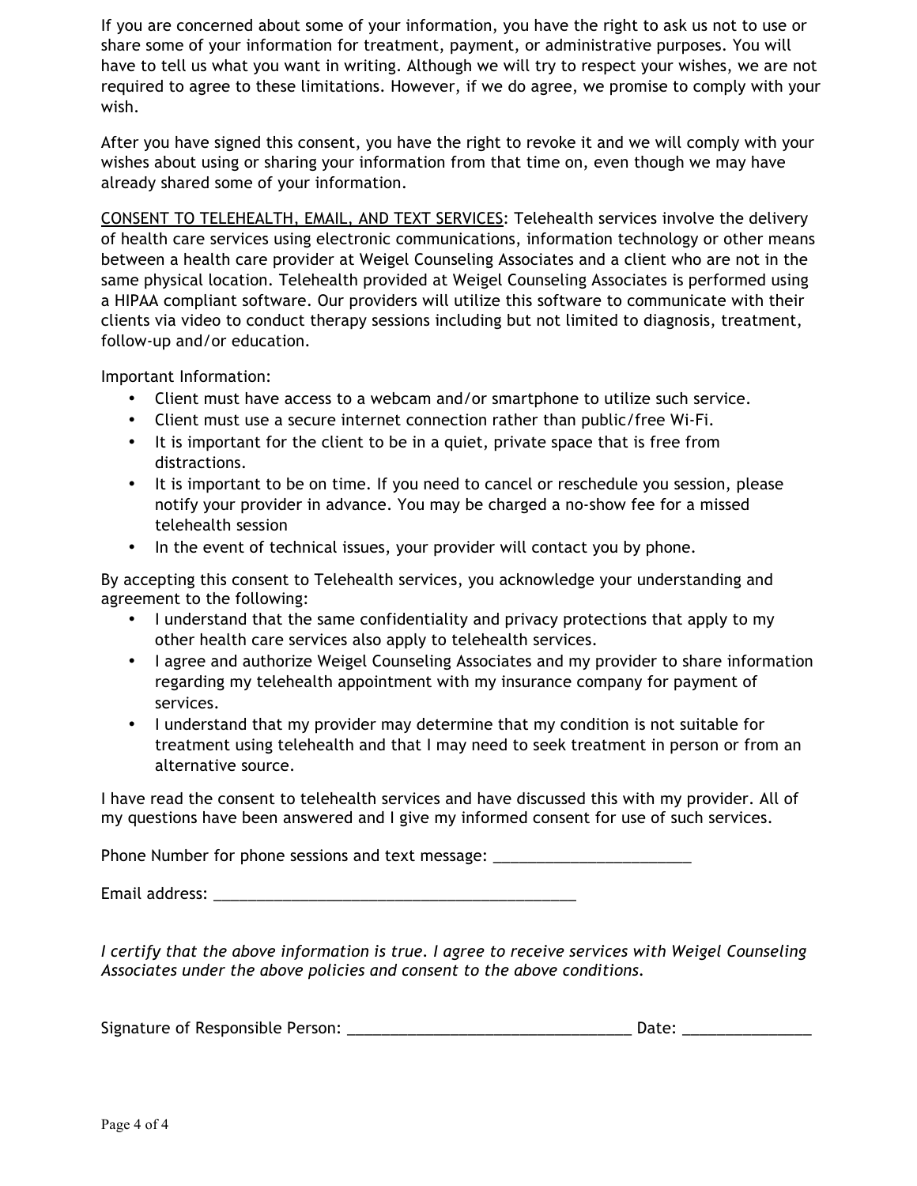If you are concerned about some of your information, you have the right to ask us not to use or share some of your information for treatment, payment, or administrative purposes. You will have to tell us what you want in writing. Although we will try to respect your wishes, we are not required to agree to these limitations. However, if we do agree, we promise to comply with your wish.

After you have signed this consent, you have the right to revoke it and we will comply with your wishes about using or sharing your information from that time on, even though we may have already shared some of your information.

<u>CONSENT TO TELEHEALTH, EMAIL, AND TEXT SERVICES</u>: Telehealth services involve the delivery of health care services using electronic communications, information technology or other means between a health care provider at Weigel Counseling Associates and a client who are not in the same physical location. Telehealth provided at Weigel Counseling Associates is performed using a HIPAA compliant software. Our providers will utilize this software to communicate with their clients via video to conduct therapy sessions including but not limited to diagnosis, treatment, follow-up and/or education.

Important Information:

- Client must have access to a webcam and/or smartphone to utilize such service.
- Client must use a secure internet connection rather than public/free Wi-Fi.
- It is important for the client to be in a quiet, private space that is free from distractions.
- It is important to be on time. If you need to cancel or reschedule you session, please notify your provider in advance. You may be charged a no-show fee for a missed telehealth session
- In the event of technical issues, your provider will contact you by phone.

By accepting this consent to Telehealth services, you acknowledge your understanding and agreement to the following:

- I understand that the same confidentiality and privacy protections that apply to my other health care services also apply to telehealth services.
- I agree and authorize Weigel Counseling Associates and my provider to share information regarding my telehealth appointment with my insurance company for payment of services.
- I understand that my provider may determine that my condition is not suitable for treatment using telehealth and that I may need to seek treatment in person or from an alternative source.

I have read the consent to telehealth services and have discussed this with my provider. All of my questions have been answered and I give my informed consent for use of such services.

Phone Number for phone sessions and text message: ________________________

Email address: ____________________________________________

*I certify that the above information is true. I agree to receive services with Weigel Counseling Associates under the above policies and consent to the above conditions.*

Signature of Responsible Person: __________________________________ Date: _______________